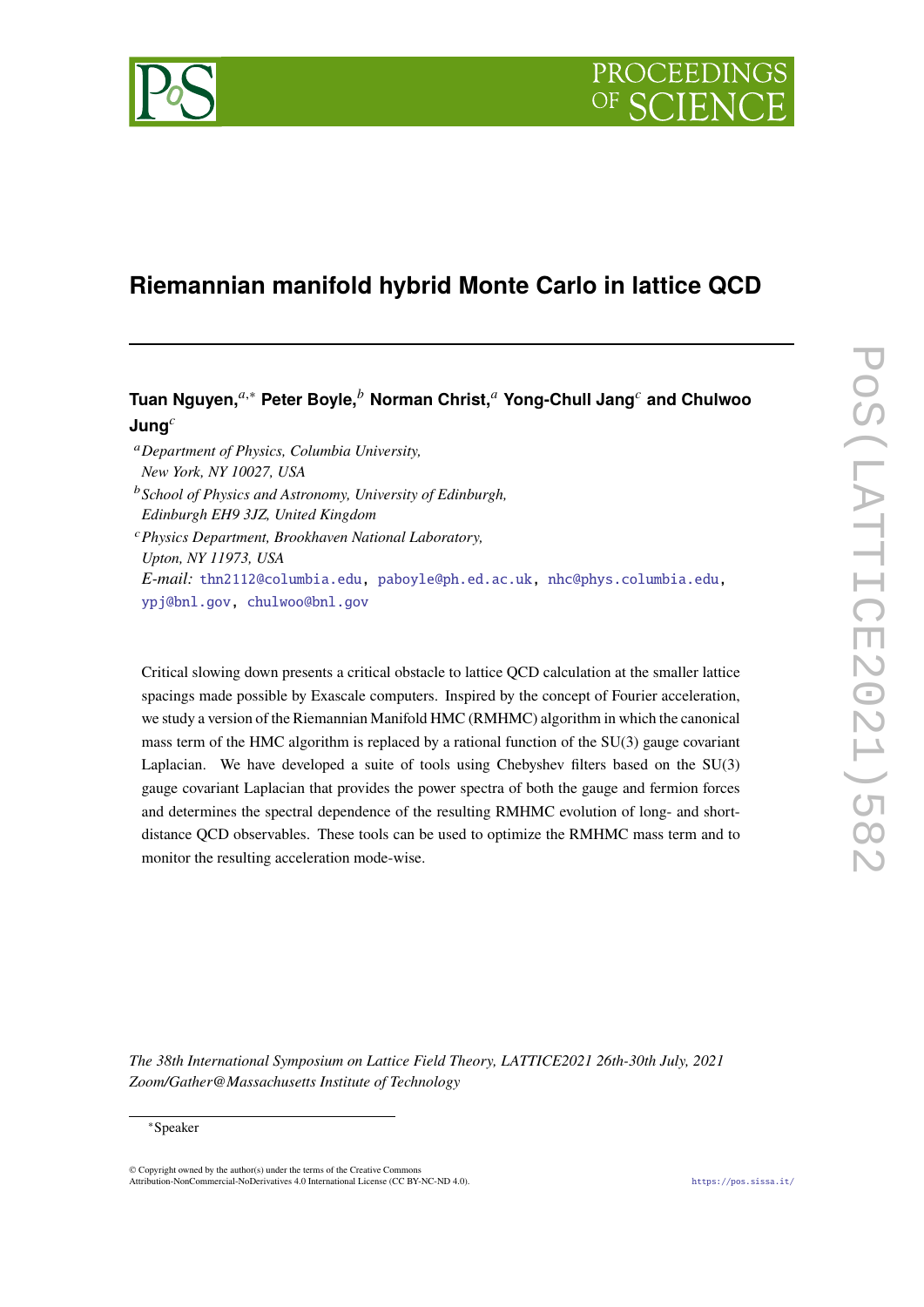# Riemannian manifold hybrid Monte Carlo in lattice QCD

**Tuan Nguyen,**[a,*] **Peter Boyle,**[b] **Norman Christ,**[a] **Yong-Chull Jang**[c] **and Chulwoo Jung**[c]

[a] *Department of Physics, Columbia University, New York, NY 10027, USA*

[b] *School of Physics and Astronomy, University of Edinburgh, Edinburgh EH9 3JZ, United Kingdom*

[c] *Physics Department, Brookhaven National Laboratory, Upton, NY 11973, USA*

*E-mail:* thn2112@columbia.edu, paboyle@ph.ed.ac.uk, nhc@phys.columbia.edu, ypj@bnl.gov, chulwoo@bnl.gov

Critical slowing down presents a critical obstacle to lattice QCD calculation at the smaller lattice spacings made possible by Exascale computers. Inspired by the concept of Fourier acceleration, we study a version of the Riemannian Manifold HMC (RMHMC) algorithm in which the canonical mass term of the HMC algorithm is replaced by a rational function of the SU(3) gauge covariant Laplacian. We have developed a suite of tools using Chebyshev filters based on the SU(3) gauge covariant Laplacian that provides the power spectra of both the gauge and fermion forces and determines the spectral dependence of the resulting RMHMC evolution of long- and short-distance QCD observables. These tools can be used to optimize the RMHMC mass term and to monitor the resulting acceleration mode-wise.

*The 38th International Symposium on Lattice Field Theory, LATTICE2021 26th-30th July, 2021 Zoom/Gather@Massachusetts Institute of Technology*

[*] Speaker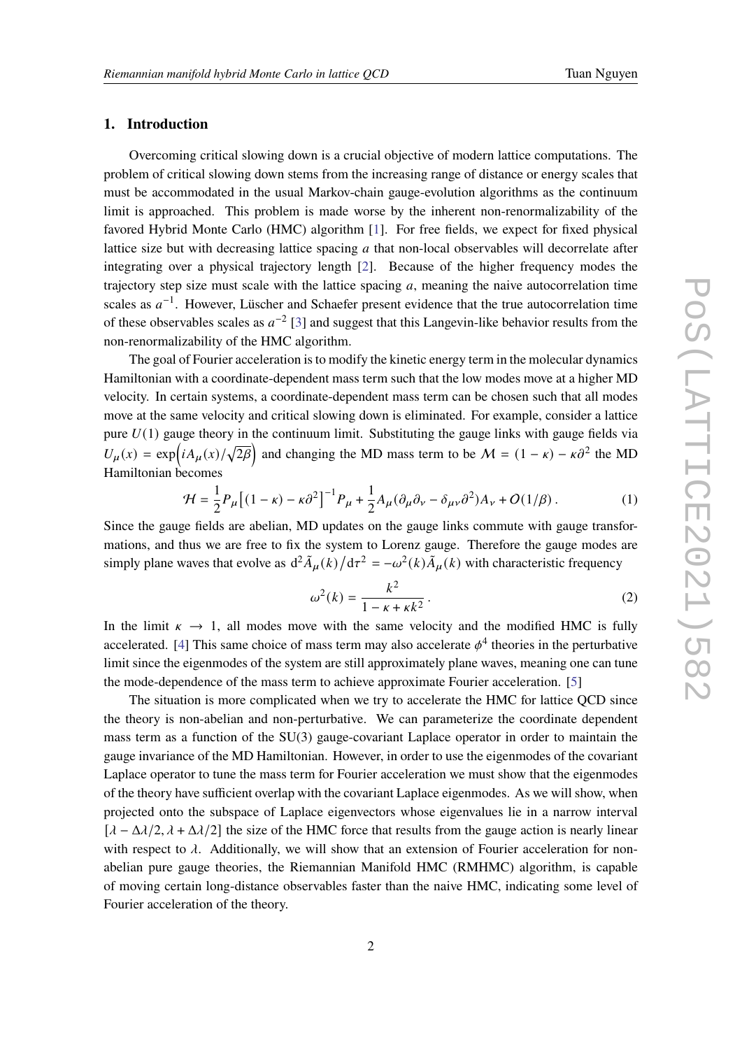## 1. Introduction

Overcoming critical slowing down is a crucial objective of modern lattice computations. The problem of critical slowing down stems from the increasing range of distance or energy scales that must be accommodated in the usual Markov-chain gauge-evolution algorithms as the continuum limit is approached. This problem is made worse by the inherent non-renormalizability of the favored Hybrid Monte Carlo (HMC) algorithm [1]. For free fields, we expect for fixed physical lattice size but with decreasing lattice spacing $a$ that non-local observables will decorrelate after integrating over a physical trajectory length [2]. Because of the higher frequency modes the trajectory step size must scale with the lattice spacing $a$, meaning the naive autocorrelation time scales as $a^{-1}$. However, Lüscher and Schaefer present evidence that the true autocorrelation time of these observables scales as $a^{-2}$ [3] and suggest that this Langevin-like behavior results from the non-renormalizability of the HMC algorithm.

The goal of Fourier acceleration is to modify the kinetic energy term in the molecular dynamics Hamiltonian with a coordinate-dependent mass term such that the low modes move at a higher MD velocity. In certain systems, a coordinate-dependent mass term can be chosen such that all modes move at the same velocity and critical slowing down is eliminated. For example, consider a lattice pure $U(1)$ gauge theory in the continuum limit. Substituting the gauge links with gauge fields via $U_\mu(x) = \exp\left(iA_\mu(x)/\sqrt{2\beta}\right)$ and changing the MD mass term to be $\mathcal{M} = (1-\kappa) - \kappa\partial^2$ the MD Hamiltonian becomes

$$\mathcal{H} = \frac{1}{2}P_\mu\left[(1-\kappa) - \kappa\partial^2\right]^{-1}P_\mu + \frac{1}{2}A_\mu(\partial_\mu\partial_\nu - \delta_{\mu\nu}\partial^2)A_\nu + O(1/\beta)\,. \tag{1}$$

Since the gauge fields are abelian, MD updates on the gauge links commute with gauge transformations, and thus we are free to fix the system to Lorenz gauge. Therefore the gauge modes are simply plane waves that evolve as $\mathrm{d}^2\tilde{A}_\mu(k)/\mathrm{d}\tau^2 = -\omega^2(k)\tilde{A}_\mu(k)$ with characteristic frequency

$$\omega^2(k) = \frac{k^2}{1-\kappa+\kappa k^2}\,. \tag{2}$$

In the limit $\kappa \to 1$, all modes move with the same velocity and the modified HMC is fully accelerated. [4] This same choice of mass term may also accelerate $\phi^4$ theories in the perturbative limit since the eigenmodes of the system are still approximately plane waves, meaning one can tune the mode-dependence of the mass term to achieve approximate Fourier acceleration. [5]

The situation is more complicated when we try to accelerate the HMC for lattice QCD since the theory is non-abelian and non-perturbative. We can parameterize the coordinate dependent mass term as a function of the SU(3) gauge-covariant Laplace operator in order to maintain the gauge invariance of the MD Hamiltonian. However, in order to use the eigenmodes of the covariant Laplace operator to tune the mass term for Fourier acceleration we must show that the eigenmodes of the theory have sufficient overlap with the covariant Laplace eigenmodes. As we will show, when projected onto the subspace of Laplace eigenvectors whose eigenvalues lie in a narrow interval $[\lambda - \Delta\lambda/2, \lambda + \Delta\lambda/2]$ the size of the HMC force that results from the gauge action is nearly linear with respect to $\lambda$. Additionally, we will show that an extension of Fourier acceleration for non-abelian pure gauge theories, the Riemannian Manifold HMC (RMHMC) algorithm, is capable of moving certain long-distance observables faster than the naive HMC, indicating some level of Fourier acceleration of the theory.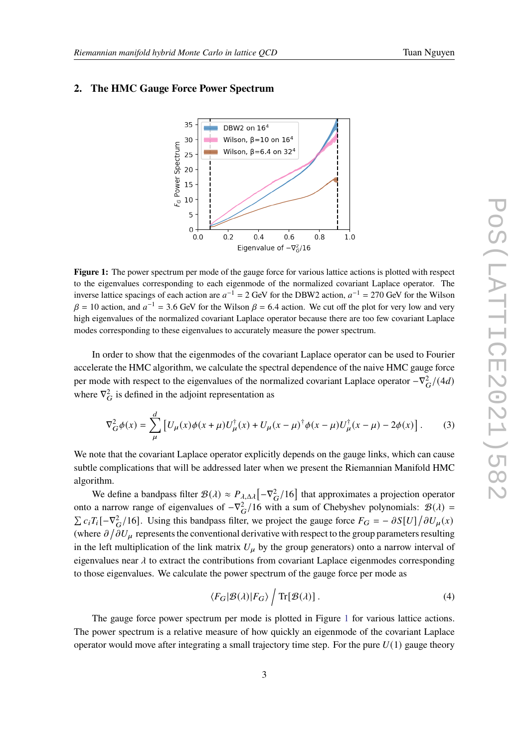## 2. The HMC Gauge Force Power Spectrum

**Figure 1:** The power spectrum per mode of the gauge force for various lattice actions is plotted with respect to the eigenvalues corresponding to each eigenmode of the normalized covariant Laplace operator. The inverse lattice spacings of each action are $a^{-1} = 2$ GeV for the DBW2 action, $a^{-1} = 270$ GeV for the Wilson $\beta = 10$ action, and $a^{-1} = 3.6$ GeV for the Wilson $\beta = 6.4$ action. We cut off the plot for very low and very high eigenvalues of the normalized covariant Laplace operator because there are too few covariant Laplace modes corresponding to these eigenvalues to accurately measure the power spectrum.

In order to show that the eigenmodes of the covariant Laplace operator can be used to Fourier accelerate the HMC algorithm, we calculate the spectral dependence of the naive HMC gauge force per mode with respect to the eigenvalues of the normalized covariant Laplace operator $-\nabla_G^2/(4d)$ where $\nabla_G^2$ is defined in the adjoint representation as

$$\nabla_G^2 \phi(x) = \sum_{\mu}^{d} \left[ U_\mu(x)\phi(x+\mu)U_\mu^\dagger(x) + U_\mu(x-\mu)^\dagger \phi(x-\mu) U_\mu^\dagger(x-\mu) - 2\phi(x) \right]. \tag{3}$$

We note that the covariant Laplace operator explicitly depends on the gauge links, which can cause subtle complications that will be addressed later when we present the Riemannian Manifold HMC algorithm.

We define a bandpass filter $\mathcal{B}(\lambda) \approx P_{\lambda,\Delta\lambda}[-\nabla_G^2/16]$ that approximates a projection operator onto a narrow range of eigenvalues of $-\nabla_G^2/16$ with a sum of Chebyshev polynomials: $\mathcal{B}(\lambda) = \sum c_i T_i[-\nabla_G^2/16]$. Using this bandpass filter, we project the gauge force $F_G = -\partial S[U] / \partial U_\mu(x)$ (where $\partial / \partial U_\mu$ represents the conventional derivative with respect to the group parameters resulting in the left multiplication of the link matrix $U_\mu$ by the group generators) onto a narrow interval of eigenvalues near $\lambda$ to extract the contributions from covariant Laplace eigenmodes corresponding to those eigenvalues. We calculate the power spectrum of the gauge force per mode as

$$\langle F_G | \mathcal{B}(\lambda) | F_G \rangle \Big/ \mathrm{Tr}[\mathcal{B}(\lambda)]. \tag{4}$$

The gauge force power spectrum per mode is plotted in Figure 1 for various lattice actions. The power spectrum is a relative measure of how quickly an eigenmode of the covariant Laplace operator would move after integrating a small trajectory time step. For the pure $U(1)$ gauge theory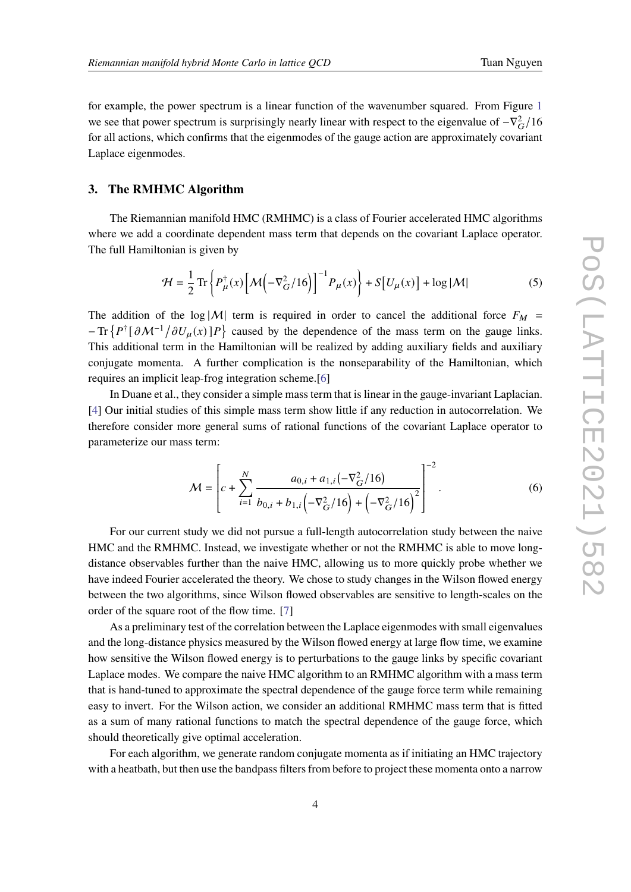for example, the power spectrum is a linear function of the wavenumber squared. From Figure 1 we see that power spectrum is surprisingly nearly linear with respect to the eigenvalue of $-\nabla_G^2/16$ for all actions, which confirms that the eigenmodes of the gauge action are approximately covariant Laplace eigenmodes.

## 3. The RMHMC Algorithm

The Riemannian manifold HMC (RMHMC) is a class of Fourier accelerated HMC algorithms where we add a coordinate dependent mass term that depends on the covariant Laplace operator. The full Hamiltonian is given by

$$\mathcal{H} = \frac{1}{2}\operatorname{Tr}\left\{P_\mu^\dagger(x)\left[\mathcal{M}\left(-\nabla_G^2/16\right)\right]^{-1}P_\mu(x)\right\} + S\left[U_\mu(x)\right] + \log|\mathcal{M}| \tag{5}$$

The addition of the $\log|\mathcal{M}|$ term is required in order to cancel the additional force $F_M = -\operatorname{Tr}\left\{P^\dagger[\partial\mathcal{M}^{-1}/\partial U_\mu(x)]P\right\}$ caused by the dependence of the mass term on the gauge links. This additional term in the Hamiltonian will be realized by adding auxiliary fields and auxiliary conjugate momenta. A further complication is the nonseparability of the Hamiltonian, which requires an implicit leap-frog integration scheme.[6]

In Duane et al., they consider a simple mass term that is linear in the gauge-invariant Laplacian. [4] Our initial studies of this simple mass term show little if any reduction in autocorrelation. We therefore consider more general sums of rational functions of the covariant Laplace operator to parameterize our mass term:

$$\mathcal{M} = \left[c + \sum_{i=1}^{N} \frac{a_{0,i} + a_{1,i}\left(-\nabla_G^2/16\right)}{b_{0,i} + b_{1,i}\left(-\nabla_G^2/16\right) + \left(-\nabla_G^2/16\right)^2}\right]^{-2}. \tag{6}$$

For our current study we did not pursue a full-length autocorrelation study between the naive HMC and the RMHMC. Instead, we investigate whether or not the RMHMC is able to move long-distance observables further than the naive HMC, allowing us to more quickly probe whether we have indeed Fourier accelerated the theory. We chose to study changes in the Wilson flowed energy between the two algorithms, since Wilson flowed observables are sensitive to length-scales on the order of the square root of the flow time. [7]

As a preliminary test of the correlation between the Laplace eigenmodes with small eigenvalues and the long-distance physics measured by the Wilson flowed energy at large flow time, we examine how sensitive the Wilson flowed energy is to perturbations to the gauge links by specific covariant Laplace modes. We compare the naive HMC algorithm to an RMHMC algorithm with a mass term that is hand-tuned to approximate the spectral dependence of the gauge force term while remaining easy to invert. For the Wilson action, we consider an additional RMHMC mass term that is fitted as a sum of many rational functions to match the spectral dependence of the gauge force, which should theoretically give optimal acceleration.

For each algorithm, we generate random conjugate momenta as if initiating an HMC trajectory with a heatbath, but then use the bandpass filters from before to project these momenta onto a narrow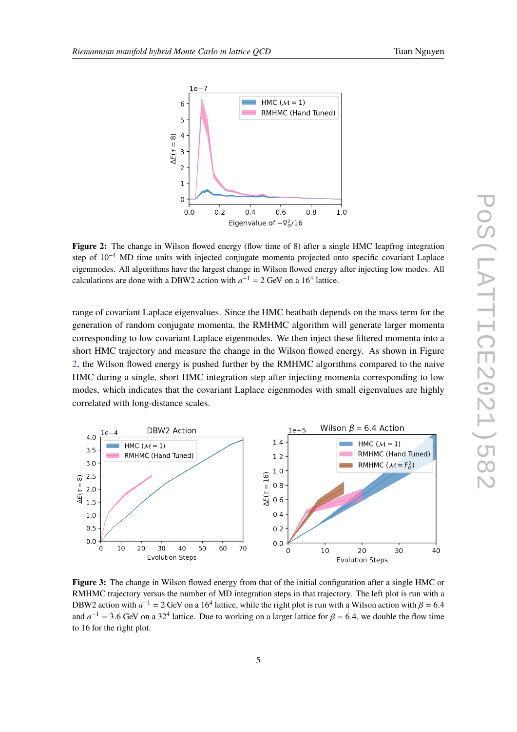**Figure 2:** The change in Wilson flowed energy (flow time of 8) after a single HMC leapfrog integration step of $10^{-4}$ MD time units with injected conjugate momenta projected onto specific covariant Laplace eigenmodes. All algorithms have the largest change in Wilson flowed energy after injecting low modes. All calculations are done with a DBW2 action with $a^{-1} = 2$ GeV on a $16^4$ lattice.

range of covariant Laplace eigenvalues. Since the HMC heatbath depends on the mass term for the generation of random conjugate momenta, the RMHMC algorithm will generate larger momenta corresponding to low covariant Laplace eigenmodes. We then inject these filtered momenta into a short HMC trajectory and measure the change in the Wilson flowed energy. As shown in Figure 2, the Wilson flowed energy is pushed further by the RMHMC algorithms compared to the naive HMC during a single, short HMC integration step after injecting momenta corresponding to low modes, which indicates that the covariant Laplace eigenmodes with small eigenvalues are highly correlated with long-distance scales.

**Figure 3:** The change in Wilson flowed energy from that of the initial configuration after a single HMC or RMHMC trajectory versus the number of MD integration steps in that trajectory. The left plot is run with a DBW2 action with $a^{-1} = 2$ GeV on a $16^4$ lattice, while the right plot is run with a Wilson action with $\beta = 6.4$ and $a^{-1} = 3.6$ GeV on a $32^4$ lattice. Due to working on a larger lattice for $\beta = 6.4$, we double the flow time to 16 for the right plot.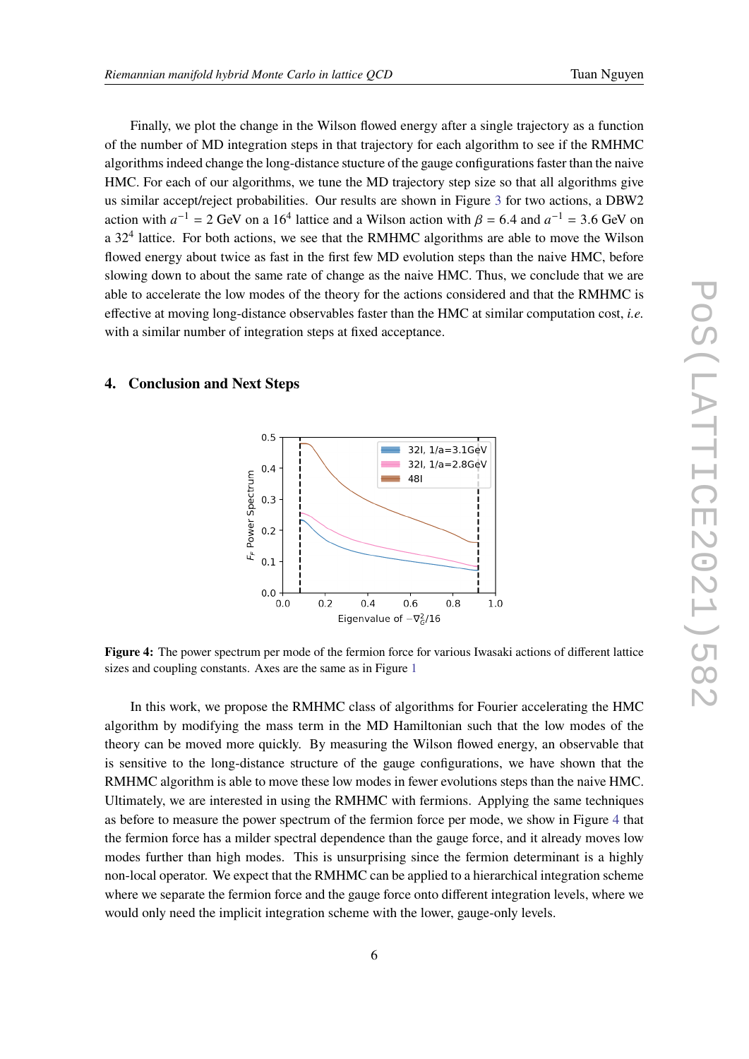Finally, we plot the change in the Wilson flowed energy after a single trajectory as a function of the number of MD integration steps in that trajectory for each algorithm to see if the RMHMC algorithms indeed change the long-distance stucture of the gauge configurations faster than the naive HMC. For each of our algorithms, we tune the MD trajectory step size so that all algorithms give us similar accept/reject probabilities. Our results are shown in Figure 3 for two actions, a DBW2 action with $a^{-1} = 2$ GeV on a $16^4$ lattice and a Wilson action with $\beta = 6.4$ and $a^{-1} = 3.6$ GeV on a $32^4$ lattice. For both actions, we see that the RMHMC algorithms are able to move the Wilson flowed energy about twice as fast in the first few MD evolution steps than the naive HMC, before slowing down to about the same rate of change as the naive HMC. Thus, we conclude that we are able to accelerate the low modes of the theory for the actions considered and that the RMHMC is effective at moving long-distance observables faster than the HMC at similar computation cost, *i.e.* with a similar number of integration steps at fixed acceptance.

## 4. Conclusion and Next Steps

**Figure 4:** The power spectrum per mode of the fermion force for various Iwasaki actions of different lattice sizes and coupling constants. Axes are the same as in Figure 1

In this work, we propose the RMHMC class of algorithms for Fourier accelerating the HMC algorithm by modifying the mass term in the MD Hamiltonian such that the low modes of the theory can be moved more quickly. By measuring the Wilson flowed energy, an observable that is sensitive to the long-distance structure of the gauge configurations, we have shown that the RMHMC algorithm is able to move these low modes in fewer evolutions steps than the naive HMC. Ultimately, we are interested in using the RMHMC with fermions. Applying the same techniques as before to measure the power spectrum of the fermion force per mode, we show in Figure 4 that the fermion force has a milder spectral dependence than the gauge force, and it already moves low modes further than high modes. This is unsurprising since the fermion determinant is a highly non-local operator. We expect that the RMHMC can be applied to a hierarchical integration scheme where we separate the fermion force and the gauge force onto different integration levels, where we would only need the implicit integration scheme with the lower, gauge-only levels.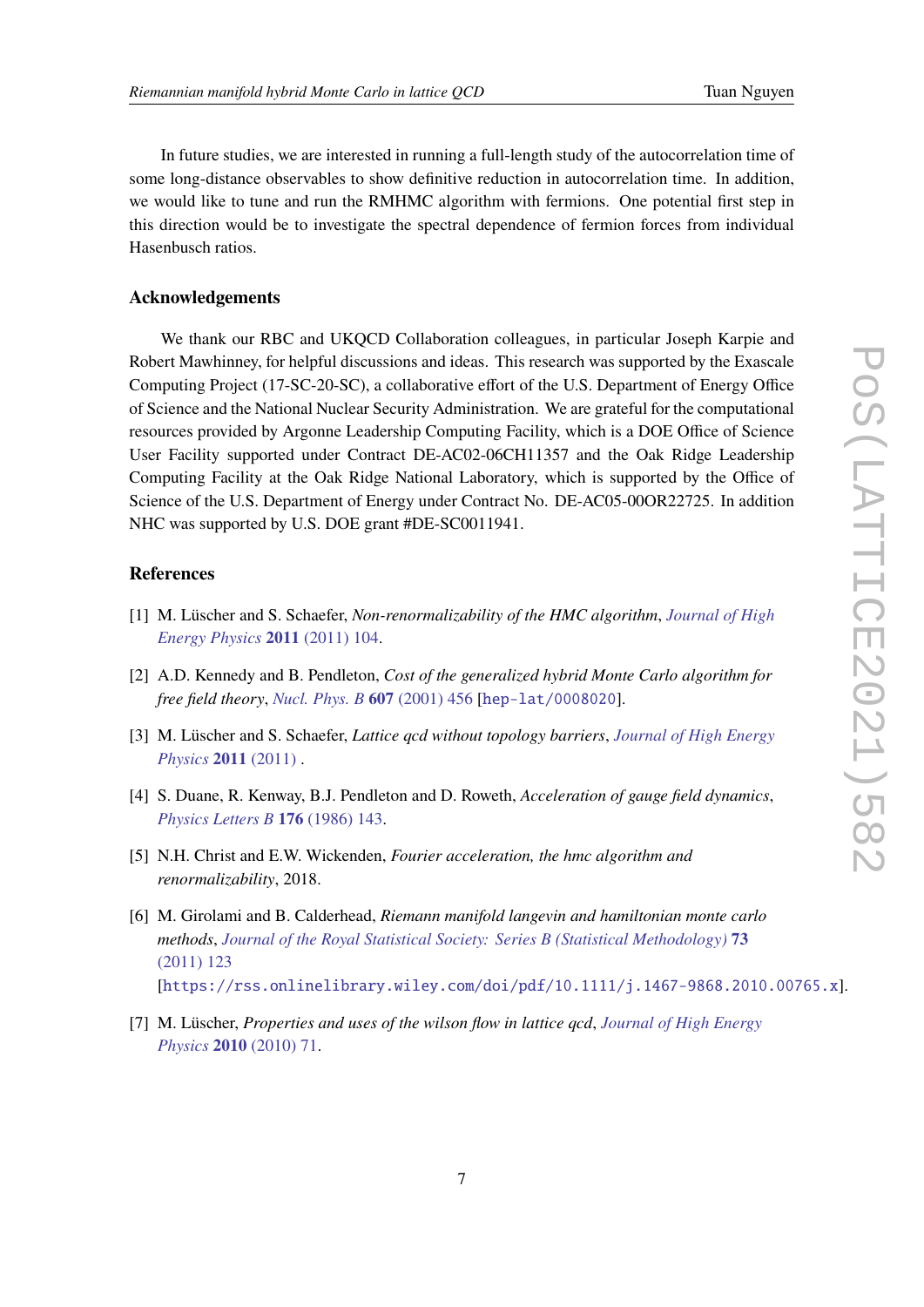In future studies, we are interested in running a full-length study of the autocorrelation time of some long-distance observables to show definitive reduction in autocorrelation time. In addition, we would like to tune and run the RMHMC algorithm with fermions. One potential first step in this direction would be to investigate the spectral dependence of fermion forces from individual Hasenbusch ratios.

### Acknowledgements

We thank our RBC and UKQCD Collaboration colleagues, in particular Joseph Karpie and Robert Mawhinney, for helpful discussions and ideas. This research was supported by the Exascale Computing Project (17-SC-20-SC), a collaborative effort of the U.S. Department of Energy Office of Science and the National Nuclear Security Administration. We are grateful for the computational resources provided by Argonne Leadership Computing Facility, which is a DOE Office of Science User Facility supported under Contract DE-AC02-06CH11357 and the Oak Ridge Leadership Computing Facility at the Oak Ridge National Laboratory, which is supported by the Office of Science of the U.S. Department of Energy under Contract No. DE-AC05-00OR22725. In addition NHC was supported by U.S. DOE grant #DE-SC0011941.

### References

[1] M. Lüscher and S. Schaefer, *Non-renormalizability of the HMC algorithm*, *Journal of High Energy Physics* **2011** (2011) 104.

[2] A.D. Kennedy and B. Pendleton, *Cost of the generalized hybrid Monte Carlo algorithm for free field theory*, *Nucl. Phys. B* **607** (2001) 456 [hep-lat/0008020].

[3] M. Lüscher and S. Schaefer, *Lattice qcd without topology barriers*, *Journal of High Energy Physics* **2011** (2011) .

[4] S. Duane, R. Kenway, B.J. Pendleton and D. Roweth, *Acceleration of gauge field dynamics*, *Physics Letters B* **176** (1986) 143.

[5] N.H. Christ and E.W. Wickenden, *Fourier acceleration, the hmc algorithm and renormalizability*, 2018.

[6] M. Girolami and B. Calderhead, *Riemann manifold langevin and hamiltonian monte carlo methods*, *Journal of the Royal Statistical Society: Series B (Statistical Methodology)* **73** (2011) 123 [https://rss.onlinelibrary.wiley.com/doi/pdf/10.1111/j.1467-9868.2010.00765.x].

[7] M. Lüscher, *Properties and uses of the wilson flow in lattice qcd*, *Journal of High Energy Physics* **2010** (2010) 71.